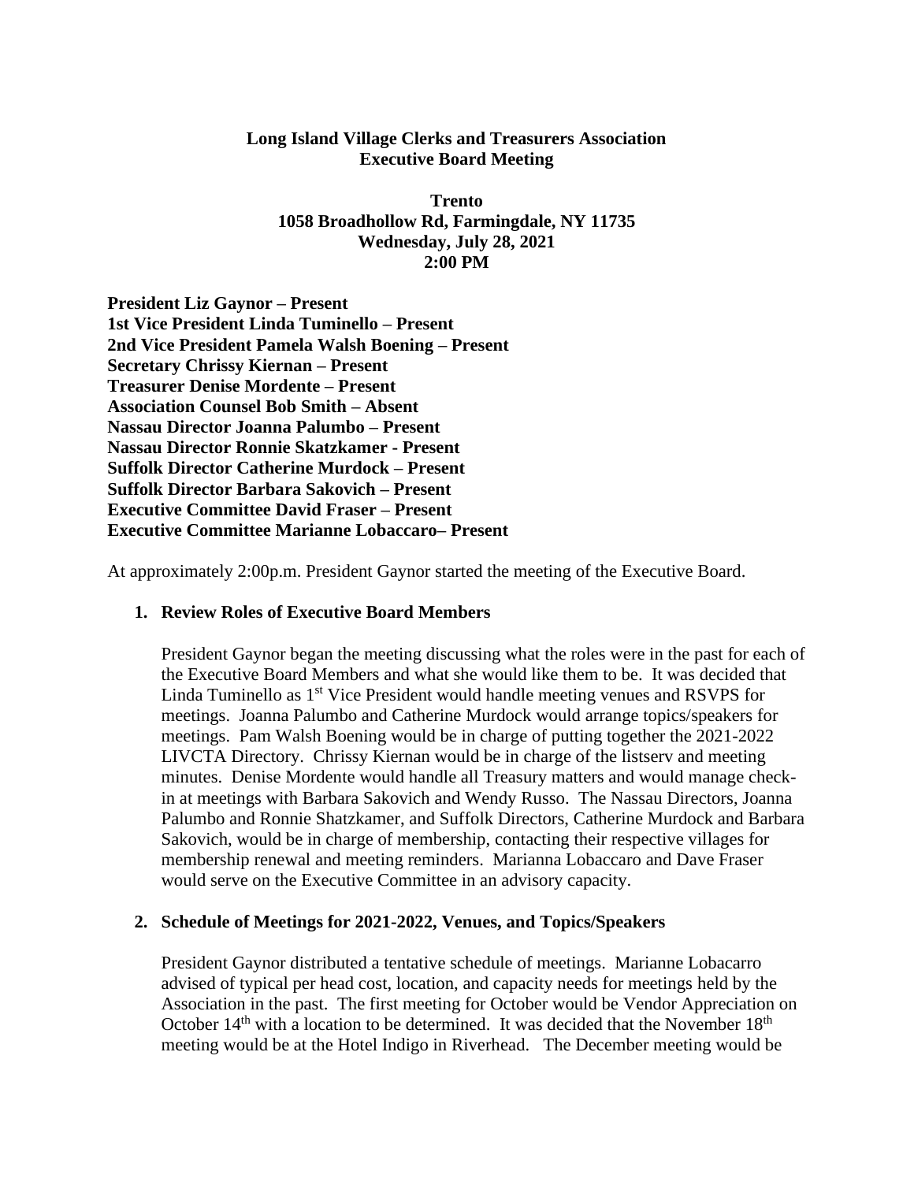**Long Island Village Clerks and Treasurers Association**
**Executive Board Meeting**

**Trento**
**1058 Broadhollow Rd, Farmingdale, NY 11735**
**Wednesday, July 28, 2021**
**2:00 PM**

**President Liz Gaynor – Present**
**1st Vice President Linda Tuminello – Present**
**2nd Vice President Pamela Walsh Boening – Present**
**Secretary Chrissy Kiernan – Present**
**Treasurer Denise Mordente – Present**
**Association Counsel Bob Smith – Absent**
**Nassau Director Joanna Palumbo – Present**
**Nassau Director Ronnie Skatzkamer - Present**
**Suffolk Director Catherine Murdock – Present**
**Suffolk Director Barbara Sakovich – Present**
**Executive Committee David Fraser – Present**
**Executive Committee Marianne Lobaccaro– Present**

At approximately 2:00p.m. President Gaynor started the meeting of the Executive Board.

1. **Review Roles of Executive Board Members**

   President Gaynor began the meeting discussing what the roles were in the past for each of the Executive Board Members and what she would like them to be. It was decided that Linda Tuminello as 1st Vice President would handle meeting venues and RSVPS for meetings. Joanna Palumbo and Catherine Murdock would arrange topics/speakers for meetings. Pam Walsh Boening would be in charge of putting together the 2021-2022 LIVCTA Directory. Chrissy Kiernan would be in charge of the listserv and meeting minutes. Denise Mordente would handle all Treasury matters and would manage check-in at meetings with Barbara Sakovich and Wendy Russo. The Nassau Directors, Joanna Palumbo and Ronnie Shatzkamer, and Suffolk Directors, Catherine Murdock and Barbara Sakovich, would be in charge of membership, contacting their respective villages for membership renewal and meeting reminders. Marianna Lobaccaro and Dave Fraser would serve on the Executive Committee in an advisory capacity.

2. **Schedule of Meetings for 2021-2022, Venues, and Topics/Speakers**

   President Gaynor distributed a tentative schedule of meetings. Marianne Lobacarro advised of typical per head cost, location, and capacity needs for meetings held by the Association in the past. The first meeting for October would be Vendor Appreciation on October 14th with a location to be determined. It was decided that the November 18th meeting would be at the Hotel Indigo in Riverhead. The December meeting would be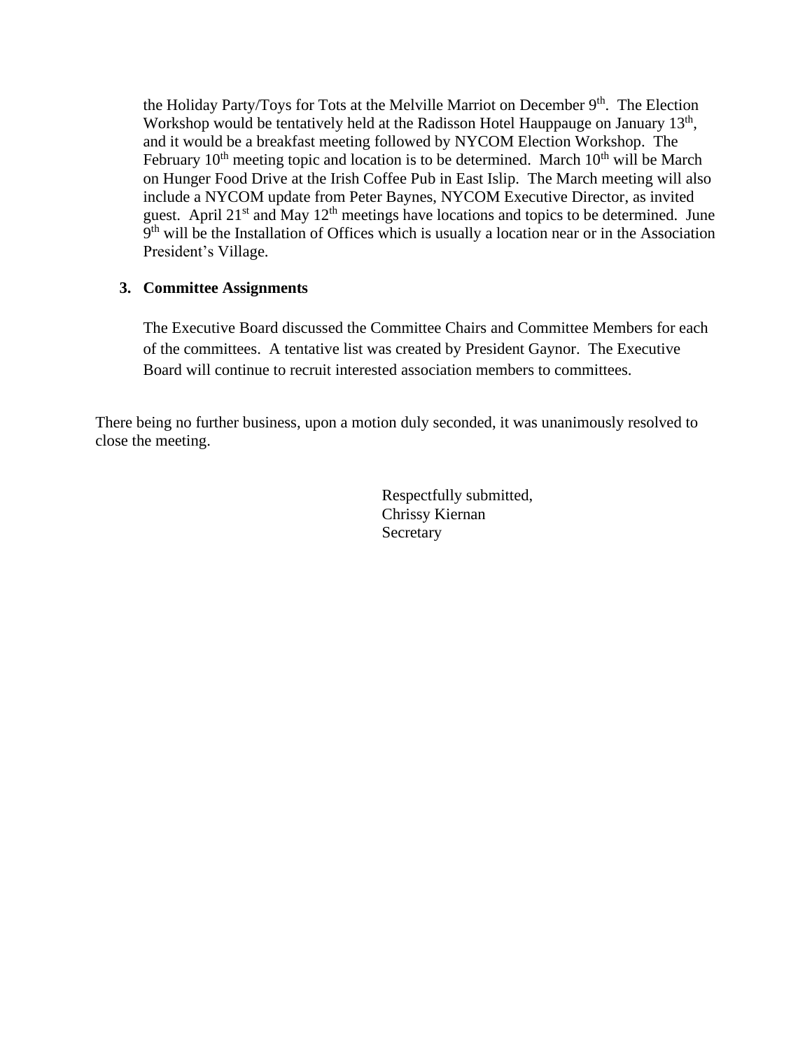the Holiday Party/Toys for Tots at the Melville Marriot on December 9th. The Election Workshop would be tentatively held at the Radisson Hotel Hauppauge on January 13th, and it would be a breakfast meeting followed by NYCOM Election Workshop. The February 10th meeting topic and location is to be determined. March 10th will be March on Hunger Food Drive at the Irish Coffee Pub in East Islip. The March meeting will also include a NYCOM update from Peter Baynes, NYCOM Executive Director, as invited guest. April 21st and May 12th meetings have locations and topics to be determined. June 9th will be the Installation of Offices which is usually a location near or in the Association President's Village.

3. **Committee Assignments**

   The Executive Board discussed the Committee Chairs and Committee Members for each of the committees. A tentative list was created by President Gaynor. The Executive Board will continue to recruit interested association members to committees.

There being no further business, upon a motion duly seconded, it was unanimously resolved to close the meeting.

Respectfully submitted,
Chrissy Kiernan
Secretary